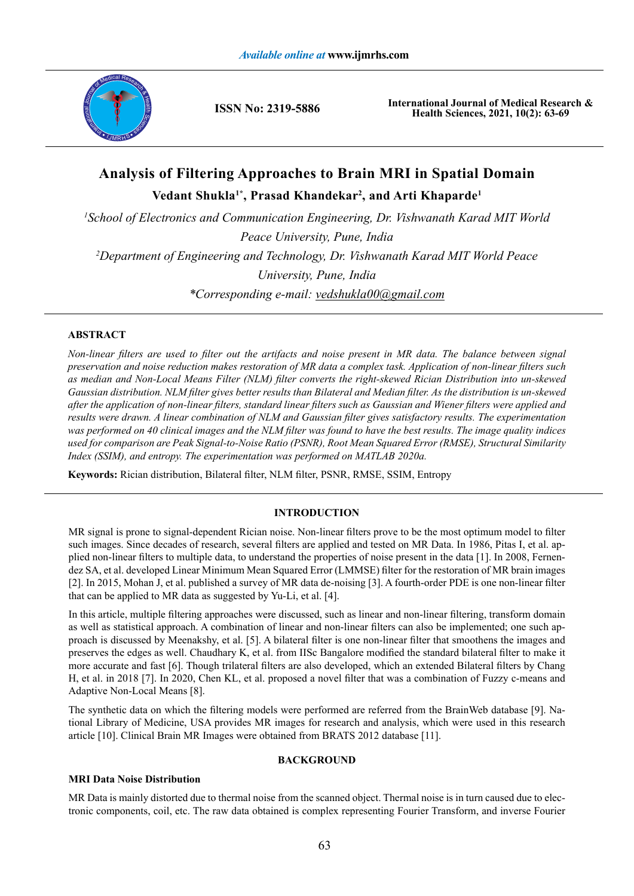# Analysis of Filtering Approaches to Brain MRI in Spatial Domain

**Vedant Shukla[1*], Prasad Khandekar[2], and Arti Khaparde[1]**

*[1]School of Electronics and Communication Engineering, Dr. Vishwanath Karad MIT World Peace University, Pune, India*

*[2]Department of Engineering and Technology, Dr. Vishwanath Karad MIT World Peace University, Pune, India*

*\*Corresponding e-mail: vedshukla00@gmail.com*

## ABSTRACT

*Non-linear filters are used to filter out the artifacts and noise present in MR data. The balance between signal preservation and noise reduction makes restoration of MR data a complex task. Application of non-linear filters such as median and Non-Local Means Filter (NLM) filter converts the right-skewed Rician Distribution into un-skewed Gaussian distribution. NLM filter gives better results than Bilateral and Median filter. As the distribution is un-skewed after the application of non-linear filters, standard linear filters such as Gaussian and Wiener filters were applied and results were drawn. A linear combination of NLM and Gaussian filter gives satisfactory results. The experimentation was performed on 40 clinical images and the NLM filter was found to have the best results. The image quality indices used for comparison are Peak Signal-to-Noise Ratio (PSNR), Root Mean Squared Error (RMSE), Structural Similarity Index (SSIM), and entropy. The experimentation was performed on MATLAB 2020a.*

**Keywords:** Rician distribution, Bilateral filter, NLM filter, PSNR, RMSE, SSIM, Entropy

## INTRODUCTION

MR signal is prone to signal-dependent Rician noise. Non-linear filters prove to be the most optimum model to filter such images. Since decades of research, several filters are applied and tested on MR Data. In 1986, Pitas I, et al. applied non-linear filters to multiple data, to understand the properties of noise present in the data [1]. In 2008, Fernendez SA, et al. developed Linear Minimum Mean Squared Error (LMMSE) filter for the restoration of MR brain images [2]. In 2015, Mohan J, et al. published a survey of MR data de-noising [3]. A fourth-order PDE is one non-linear filter that can be applied to MR data as suggested by Yu-Li, et al. [4].

In this article, multiple filtering approaches were discussed, such as linear and non-linear filtering, transform domain as well as statistical approach. A combination of linear and non-linear filters can also be implemented; one such approach is discussed by Meenakshy, et al. [5]. A bilateral filter is one non-linear filter that smoothens the images and preserves the edges as well. Chaudhary K, et al. from IISc Bangalore modified the standard bilateral filter to make it more accurate and fast [6]. Though trilateral filters are also developed, which an extended Bilateral filters by Chang H, et al. in 2018 [7]. In 2020, Chen KL, et al. proposed a novel filter that was a combination of Fuzzy c-means and Adaptive Non-Local Means [8].

The synthetic data on which the filtering models were performed are referred from the BrainWeb database [9]. National Library of Medicine, USA provides MR images for research and analysis, which were used in this research article [10]. Clinical Brain MR Images were obtained from BRATS 2012 database [11].

## BACKGROUND

### MRI Data Noise Distribution

MR Data is mainly distorted due to thermal noise from the scanned object. Thermal noise is in turn caused due to electronic components, coil, etc. The raw data obtained is complex representing Fourier Transform, and inverse Fourier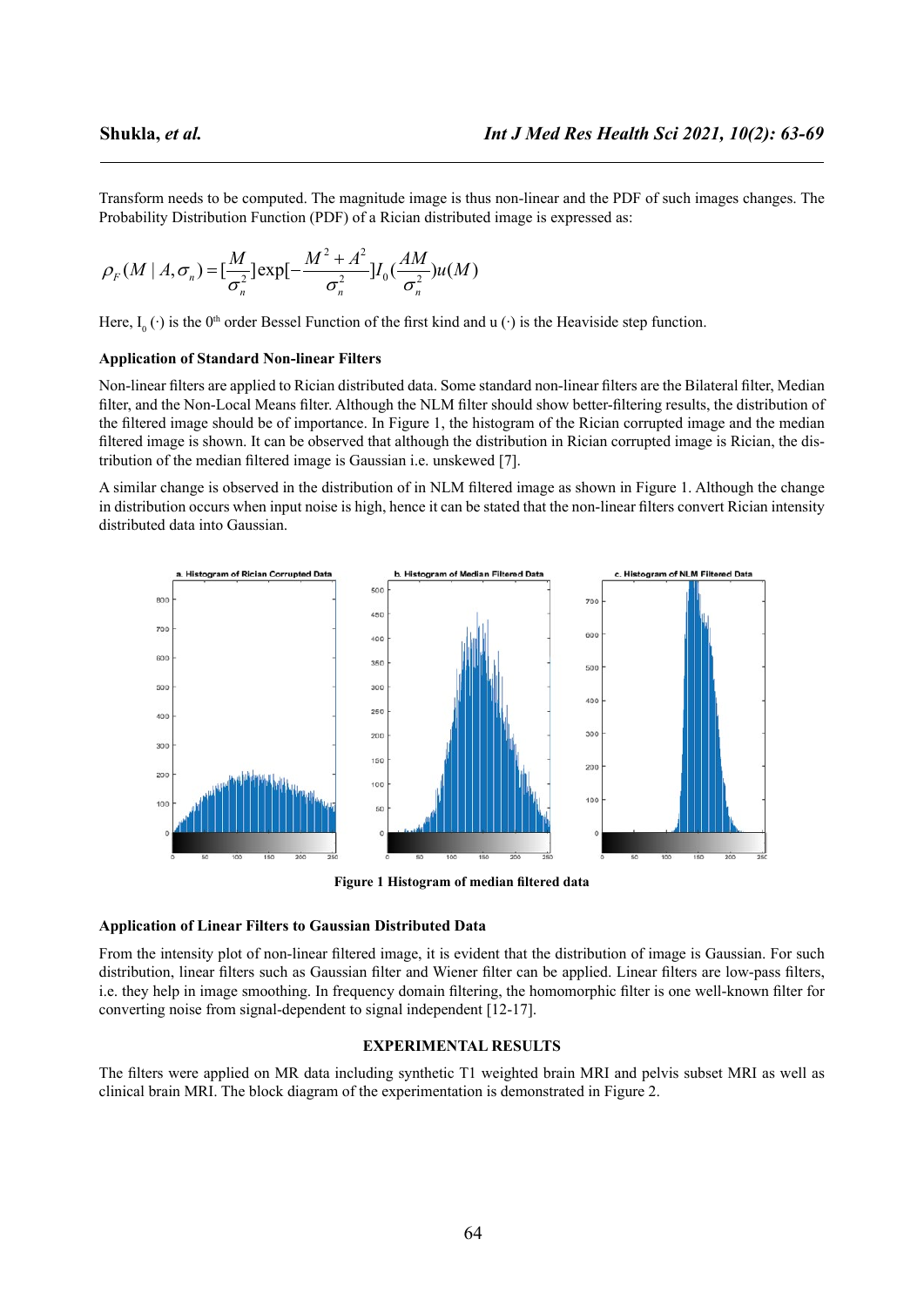Transform needs to be computed. The magnitude image is thus non-linear and the PDF of such images changes. The Probability Distribution Function (PDF) of a Rician distributed image is expressed as:

$$\rho_F(M \mid A, \sigma_n) = [\frac{M}{\sigma_n^2}]\exp[-\frac{M^2 + A^2}{\sigma_n^2}]I_0(\frac{AM}{\sigma_n^2})u(M)$$

Here, $I_0(\cdot)$ is the 0[th] order Bessel Function of the first kind and u (·) is the Heaviside step function.

### Application of Standard Non-linear Filters

Non-linear filters are applied to Rician distributed data. Some standard non-linear filters are the Bilateral filter, Median filter, and the Non-Local Means filter. Although the NLM filter should show better-filtering results, the distribution of the filtered image should be of importance. In Figure 1, the histogram of the Rician corrupted image and the median filtered image is shown. It can be observed that although the distribution in Rician corrupted image is Rician, the distribution of the median filtered image is Gaussian i.e. unskewed [7].

A similar change is observed in the distribution of in NLM filtered image as shown in Figure 1. Although the change in distribution occurs when input noise is high, hence it can be stated that the non-linear filters convert Rician intensity distributed data into Gaussian.

**Figure 1 Histogram of median filtered data**

### Application of Linear Filters to Gaussian Distributed Data

From the intensity plot of non-linear filtered image, it is evident that the distribution of image is Gaussian. For such distribution, linear filters such as Gaussian filter and Wiener filter can be applied. Linear filters are low-pass filters, i.e. they help in image smoothing. In frequency domain filtering, the homomorphic filter is one well-known filter for converting noise from signal-dependent to signal independent [12-17].

## EXPERIMENTAL RESULTS

The filters were applied on MR data including synthetic T1 weighted brain MRI and pelvis subset MRI as well as clinical brain MRI. The block diagram of the experimentation is demonstrated in Figure 2.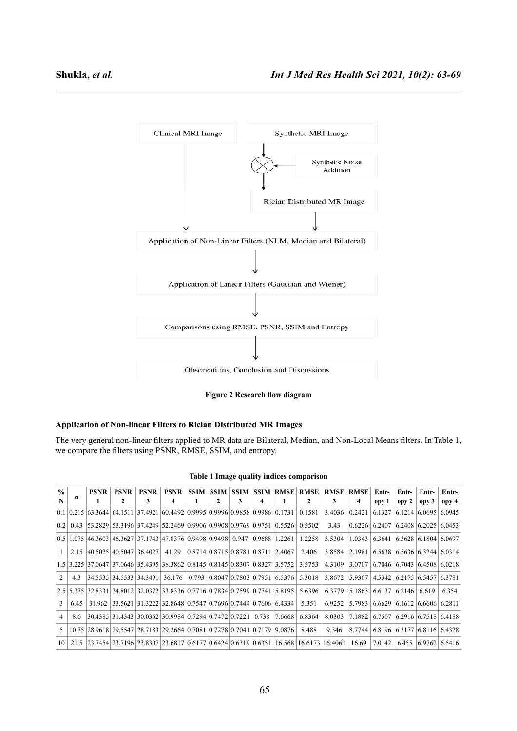Clinical MRI Image

Synthetic MRI Image

Synthetic Noise Addition

Rician Distributed MR Image

Application of Non-Linear Filters (NLM, Median and Bilateral)

Application of Linear Filters (Gaussian and Wiener)

Comparisons using RMSE, PSNR, SSIM and Entropy

Observations, Conclusion and Discussions

**Figure 2 Research flow diagram**

### Application of Non-linear Filters to Rician Distributed MR Images

The very general non-linear filters applied to MR data are Bilateral, Median, and Non-Local Means filters. In Table 1, we compare the filters using PSNR, RMSE, SSIM, and entropy.

**Table 1 Image quality indices comparison**

| % N | σ | PSNR 1 | PSNR 2 | PSNR 3 | PSNR 4 | SSIM 1 | SSIM 2 | SSIM 3 | SSIM 4 | RMSE 1 | RMSE 2 | RMSE 3 | RMSE 4 | Entropy 1 | Entropy 2 | Entropy 3 | Entropy 4 |
|---|---|---|---|---|---|---|---|---|---|---|---|---|---|---|---|---|---|
| 0.1 | 0.215 | 63.3644 | 64.1511 | 37.4921 | 60.4492 | 0.9995 | 0.9996 | 0.9858 | 0.9986 | 0.1731 | 0.1581 | 3.4036 | 0.2421 | 6.1327 | 6.1214 | 6.0695 | 6.0945 |
| 0.2 | 0.43 | 53.2829 | 53.3196 | 37.4249 | 52.2469 | 0.9906 | 0.9908 | 0.9769 | 0.9751 | 0.5526 | 0.5502 | 3.43 | 0.6226 | 6.2407 | 6.2408 | 6.2025 | 6.0453 |
| 0.5 | 1.075 | 46.3603 | 46.3627 | 37.1743 | 47.8376 | 0.9498 | 0.9498 | 0.947 | 0.9688 | 1.2261 | 1.2258 | 3.5304 | 1.0343 | 6.3641 | 6.3628 | 6.1804 | 6.0697 |
| 1 | 2.15 | 40.5025 | 40.5047 | 36.4027 | 41.29 | 0.8714 | 0.8715 | 0.8781 | 0.8711 | 2.4067 | 2.406 | 3.8584 | 2.1981 | 6.5638 | 6.5636 | 6.3244 | 6.0314 |
| 1.5 | 3.225 | 37.0647 | 37.0646 | 35.4395 | 38.3862 | 0.8145 | 0.8145 | 0.8307 | 0.8327 | 3.5752 | 3.5753 | 4.3109 | 3.0707 | 6.7046 | 6.7043 | 6.4508 | 6.0218 |
| 2 | 4.3 | 34.5535 | 34.5533 | 34.3491 | 36.176 | 0.793 | 0.8047 | 0.7803 | 0.7951 | 6.5376 | 5.3018 | 3.8672 | 5.9307 | 4.5342 | 6.2175 | 6.5457 | 6.3781 |
| 2.5 | 5.375 | 32.8331 | 34.8012 | 32.0372 | 33.8336 | 0.7716 | 0.7834 | 0.7599 | 0.7741 | 5.8195 | 5.6396 | 6.3779 | 5.1863 | 6.6137 | 6.2146 | 6.619 | 6.354 |
| 3 | 6.45 | 31.962 | 33.5621 | 31.3222 | 32.8648 | 0.7547 | 0.7696 | 0.7444 | 0.7606 | 6.4334 | 5.351 | 6.9252 | 5.7983 | 6.6629 | 6.1612 | 6.6606 | 6.2811 |
| 4 | 8.6 | 30.4385 | 31.4343 | 30.0362 | 30.9984 | 0.7294 | 0.7472 | 0.7221 | 0.738 | 7.6668 | 6.8364 | 8.0303 | 7.1882 | 6.7507 | 6.2916 | 6.7518 | 6.4188 |
| 5 | 10.75 | 28.9618 | 29.5547 | 28.7183 | 29.2664 | 0.7081 | 0.7278 | 0.7041 | 0.7179 | 9.0876 | 8.488 | 9.346 | 8.7744 | 6.8196 | 6.3177 | 6.8116 | 6.4328 |
| 10 | 21.5 | 23.7454 | 23.7196 | 23.8307 | 23.6817 | 0.6177 | 0.6424 | 0.6319 | 0.6351 | 16.568 | 16.6173 | 16.4061 | 16.69 | 7.0142 | 6.455 | 6.9762 | 6.5416 |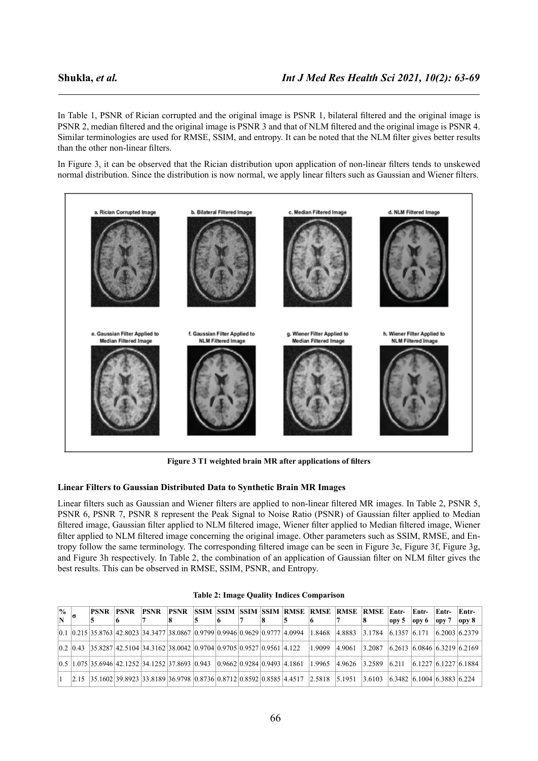In Table 1, PSNR of Rician corrupted and the original image is PSNR 1, bilateral filtered and the original image is PSNR 2, median filtered and the original image is PSNR 3 and that of NLM filtered and the original image is PSNR 4. Similar terminologies are used for RMSE, SSIM, and entropy. It can be noted that the NLM filter gives better results than the other non-linear filters.

In Figure 3, it can be observed that the Rician distribution upon application of non-linear filters tends to unskewed normal distribution. Since the distribution is now normal, we apply linear filters such as Gaussian and Wiener filters.

**Figure 3 T1 weighted brain MR after applications of filters**

### Linear Filters to Gaussian Distributed Data to Synthetic Brain MR Images

Linear filters such as Gaussian and Wiener filters are applied to non-linear filtered MR images. In Table 2, PSNR 5, PSNR 6, PSNR 7, PSNR 8 represent the Peak Signal to Noise Ratio (PSNR) of Gaussian filter applied to Median filtered image, Gaussian filter applied to NLM filtered image, Wiener filter applied to Median filtered image, Wiener filter applied to NLM filtered image concerning the original image. Other parameters such as SSIM, RMSE, and Entropy follow the same terminology. The corresponding filtered image can be seen in Figure 3e, Figure 3f, Figure 3g, and Figure 3h respectively. In Table 2, the combination of an application of Gaussian filter on NLM filter gives the best results. This can be observed in RMSE, SSIM, PSNR, and Entropy.

**Table 2: Image Quality Indices Comparison**

| % N | σ | PSNR 5 | PSNR 6 | PSNR 7 | PSNR 8 | SSIM 5 | SSIM 6 | SSIM 7 | SSIM 8 | RMSE 5 | RMSE 6 | RMSE 7 | RMSE 8 | Entropy 5 | Entropy 6 | Entropy 7 | Entropy 8 |
|---|---|---|---|---|---|---|---|---|---|---|---|---|---|---|---|---|---|
| 0.1 | 0.215 | 35.8763 | 42.8023 | 34.3477 | 38.0867 | 0.9799 | 0.9946 | 0.9629 | 0.9777 | 4.0994 | 1.8468 | 4.8883 | 3.1784 | 6.1357 | 6.171 | 6.2003 | 6.2379 |
| 0.2 | 0.43 | 35.8287 | 42.5104 | 34.3162 | 38.0042 | 0.9704 | 0.9705 | 0.9527 | 0.9561 | 4.122 | 1.9099 | 4.9061 | 3.2087 | 6.2613 | 6.0846 | 6.3219 | 6.2169 |
| 0.5 | 1.075 | 35.6946 | 42.1252 | 34.1252 | 37.8693 | 0.943 | 0.9662 | 0.9284 | 0.9493 | 4.1861 | 1.9965 | 4.9626 | 3.2589 | 6.211 | 6.1227 | 6.1227 | 6.1884 |
| 1 | 2.15 | 35.1602 | 39.8923 | 33.8189 | 36.9798 | 0.8736 | 0.8712 | 0.8592 | 0.8585 | 4.4517 | 2.5818 | 5.1951 | 3.6103 | 6.3482 | 6.1004 | 6.3883 | 6.224 |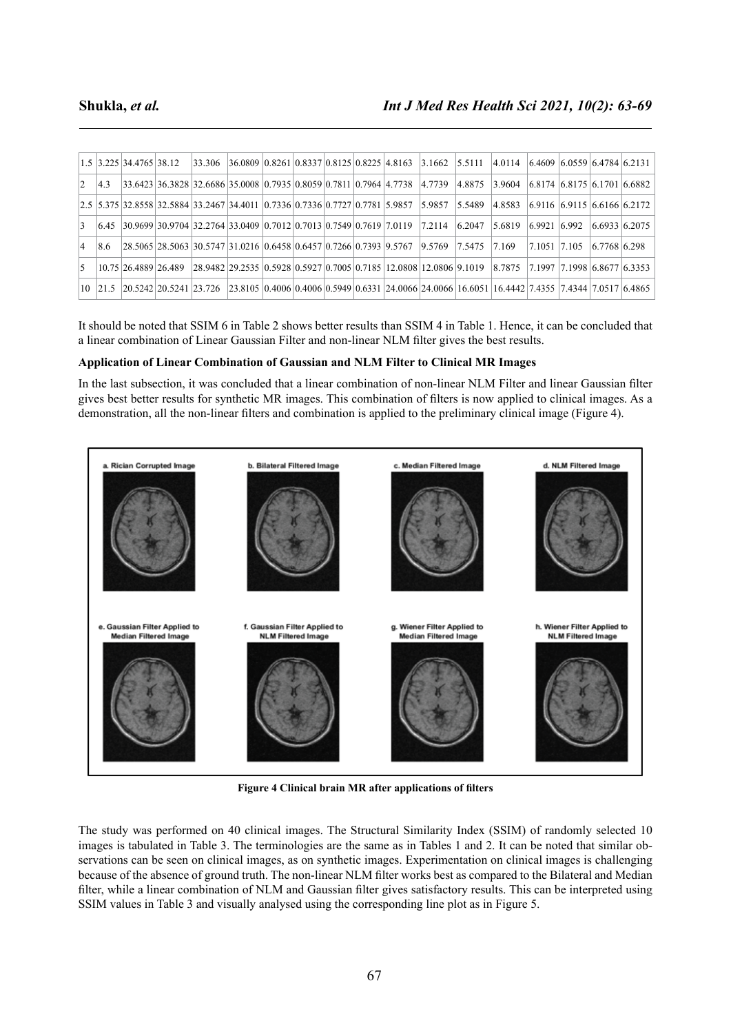| | | | | | | | | | | | | | | | | | |
|---|---|---|---|---|---|---|---|---|---|---|---|---|---|---|---|---|---|
| 1.5 | 3.225 | 34.4765 | 38.12 | 33.306 | 36.0809 | 0.8261 | 0.8337 | 0.8125 | 0.8225 | 4.8163 | 3.1662 | 5.5111 | 4.0114 | 6.4609 | 6.0559 | 6.4784 | 6.2131 |
| 2 | 4.3 | 33.6423 | 36.3828 | 32.6686 | 35.0008 | 0.7935 | 0.8059 | 0.7811 | 0.7964 | 4.7738 | 4.7739 | 4.8875 | 3.9604 | 6.8174 | 6.8175 | 6.1701 | 6.6882 |
| 2.5 | 5.375 | 32.8558 | 32.5884 | 33.2467 | 34.4011 | 0.7336 | 0.7336 | 0.7727 | 0.7781 | 5.9857 | 5.9857 | 5.5489 | 4.8583 | 6.9116 | 6.9115 | 6.6166 | 6.2172 |
| 3 | 6.45 | 30.9699 | 30.9704 | 32.2764 | 33.0409 | 0.7012 | 0.7013 | 0.7549 | 0.7619 | 7.0119 | 7.2114 | 6.2047 | 5.6819 | 6.9921 | 6.992 | 6.6933 | 6.2075 |
| 4 | 8.6 | 28.5065 | 28.5063 | 30.5747 | 31.0216 | 0.6458 | 0.6457 | 0.7266 | 0.7393 | 9.5767 | 9.5769 | 7.5475 | 7.169 | 7.1051 | 7.105 | 6.7768 | 6.298 |
| 5 | 10.75 | 26.4889 | 26.489 | 28.9482 | 29.2535 | 0.5928 | 0.5927 | 0.7005 | 0.7185 | 12.0808 | 12.0806 | 9.1019 | 8.7875 | 7.1997 | 7.1998 | 6.8677 | 6.3353 |
| 10 | 21.5 | 20.5242 | 20.5241 | 23.726 | 23.8105 | 0.4006 | 0.4006 | 0.5949 | 0.6331 | 24.0066 | 24.0066 | 16.6051 | 16.4442 | 7.4355 | 7.4344 | 7.0517 | 6.4865 |

It should be noted that SSIM 6 in Table 2 shows better results than SSIM 4 in Table 1. Hence, it can be concluded that a linear combination of Linear Gaussian Filter and non-linear NLM filter gives the best results.

**Application of Linear Combination of Gaussian and NLM Filter to Clinical MR Images**

In the last subsection, it was concluded that a linear combination of non-linear NLM Filter and linear Gaussian filter gives best better results for synthetic MR images. This combination of filters is now applied to clinical images. As a demonstration, all the non-linear filters and combination is applied to the preliminary clinical image (Figure 4).

**Figure 4 Clinical brain MR after applications of filters**

The study was performed on 40 clinical images. The Structural Similarity Index (SSIM) of randomly selected 10 images is tabulated in Table 3. The terminologies are the same as in Tables 1 and 2. It can be noted that similar observations can be seen on clinical images, as on synthetic images. Experimentation on clinical images is challenging because of the absence of ground truth. The non-linear NLM filter works best as compared to the Bilateral and Median filter, while a linear combination of NLM and Gaussian filter gives satisfactory results. This can be interpreted using SSIM values in Table 3 and visually analysed using the corresponding line plot as in Figure 5.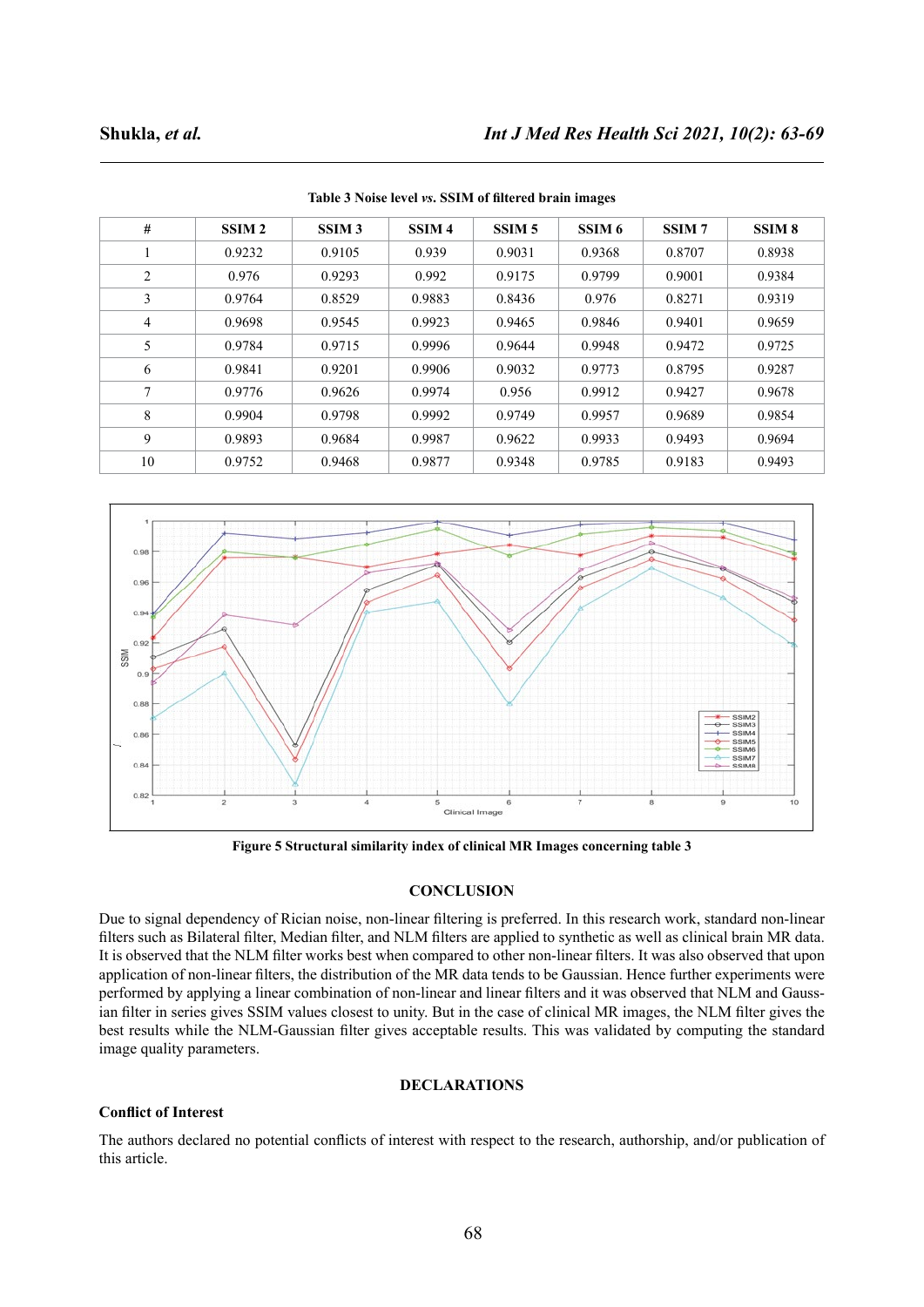Table 3 Noise level *vs.* SSIM of filtered brain images

| # | SSIM 2 | SSIM 3 | SSIM 4 | SSIM 5 | SSIM 6 | SSIM 7 | SSIM 8 |
|---|---|---|---|---|---|---|---|
| 1 | 0.9232 | 0.9105 | 0.939 | 0.9031 | 0.9368 | 0.8707 | 0.8938 |
| 2 | 0.976 | 0.9293 | 0.992 | 0.9175 | 0.9799 | 0.9001 | 0.9384 |
| 3 | 0.9764 | 0.8529 | 0.9883 | 0.8436 | 0.976 | 0.8271 | 0.9319 |
| 4 | 0.9698 | 0.9545 | 0.9923 | 0.9465 | 0.9846 | 0.9401 | 0.9659 |
| 5 | 0.9784 | 0.9715 | 0.9996 | 0.9644 | 0.9948 | 0.9472 | 0.9725 |
| 6 | 0.9841 | 0.9201 | 0.9906 | 0.9032 | 0.9773 | 0.8795 | 0.9287 |
| 7 | 0.9776 | 0.9626 | 0.9974 | 0.956 | 0.9912 | 0.9427 | 0.9678 |
| 8 | 0.9904 | 0.9798 | 0.9992 | 0.9749 | 0.9957 | 0.9689 | 0.9854 |
| 9 | 0.9893 | 0.9684 | 0.9987 | 0.9622 | 0.9933 | 0.9493 | 0.9694 |
| 10 | 0.9752 | 0.9468 | 0.9877 | 0.9348 | 0.9785 | 0.9183 | 0.9493 |

Figure 5 Structural similarity index of clinical MR Images concerning table 3

## CONCLUSION

Due to signal dependency of Rician noise, non-linear filtering is preferred. In this research work, standard non-linear filters such as Bilateral filter, Median filter, and NLM filters are applied to synthetic as well as clinical brain MR data. It is observed that the NLM filter works best when compared to other non-linear filters. It was also observed that upon application of non-linear filters, the distribution of the MR data tends to be Gaussian. Hence further experiments were performed by applying a linear combination of non-linear and linear filters and it was observed that NLM and Gaussian filter in series gives SSIM values closest to unity. But in the case of clinical MR images, the NLM filter gives the best results while the NLM-Gaussian filter gives acceptable results. This was validated by computing the standard image quality parameters.

## DECLARATIONS

### Conflict of Interest

The authors declared no potential conflicts of interest with respect to the research, authorship, and/or publication of this article.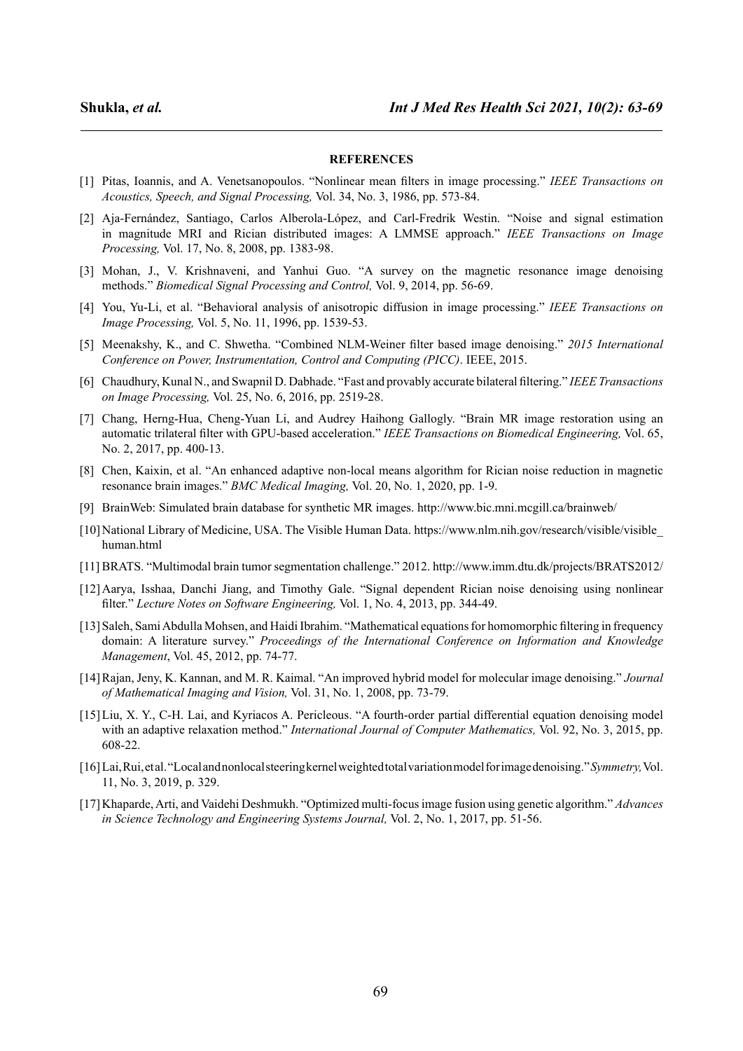## REFERENCES

[1] Pitas, Ioannis, and A. Venetsanopoulos. "Nonlinear mean filters in image processing." *IEEE Transactions on Acoustics, Speech, and Signal Processing,* Vol. 34, No. 3, 1986, pp. 573-84.

[2] Aja-Fernández, Santiago, Carlos Alberola-López, and Carl-Fredrik Westin. "Noise and signal estimation in magnitude MRI and Rician distributed images: A LMMSE approach." *IEEE Transactions on Image Processing,* Vol. 17, No. 8, 2008, pp. 1383-98.

[3] Mohan, J., V. Krishnaveni, and Yanhui Guo. "A survey on the magnetic resonance image denoising methods." *Biomedical Signal Processing and Control,* Vol. 9, 2014, pp. 56-69.

[4] You, Yu-Li, et al. "Behavioral analysis of anisotropic diffusion in image processing." *IEEE Transactions on Image Processing,* Vol. 5, No. 11, 1996, pp. 1539-53.

[5] Meenakshy, K., and C. Shwetha. "Combined NLM-Weiner filter based image denoising." *2015 International Conference on Power, Instrumentation, Control and Computing (PICC)*. IEEE, 2015.

[6] Chaudhury, Kunal N., and Swapnil D. Dabhade. "Fast and provably accurate bilateral filtering." *IEEE Transactions on Image Processing,* Vol. 25, No. 6, 2016, pp. 2519-28.

[7] Chang, Herng-Hua, Cheng-Yuan Li, and Audrey Haihong Gallogly. "Brain MR image restoration using an automatic trilateral filter with GPU-based acceleration." *IEEE Transactions on Biomedical Engineering,* Vol. 65, No. 2, 2017, pp. 400-13.

[8] Chen, Kaixin, et al. "An enhanced adaptive non-local means algorithm for Rician noise reduction in magnetic resonance brain images." *BMC Medical Imaging,* Vol. 20, No. 1, 2020, pp. 1-9.

[9] BrainWeb: Simulated brain database for synthetic MR images. http://www.bic.mni.mcgill.ca/brainweb/

[10] National Library of Medicine, USA. The Visible Human Data. https://www.nlm.nih.gov/research/visible/visible_human.html

[11] BRATS. "Multimodal brain tumor segmentation challenge." 2012. http://www.imm.dtu.dk/projects/BRATS2012/

[12] Aarya, Isshaa, Danchi Jiang, and Timothy Gale. "Signal dependent Rician noise denoising using nonlinear filter." *Lecture Notes on Software Engineering,* Vol. 1, No. 4, 2013, pp. 344-49.

[13] Saleh, Sami Abdulla Mohsen, and Haidi Ibrahim. "Mathematical equations for homomorphic filtering in frequency domain: A literature survey." *Proceedings of the International Conference on Information and Knowledge Management*, Vol. 45, 2012, pp. 74-77.

[14] Rajan, Jeny, K. Kannan, and M. R. Kaimal. "An improved hybrid model for molecular image denoising." *Journal of Mathematical Imaging and Vision,* Vol. 31, No. 1, 2008, pp. 73-79.

[15] Liu, X. Y., C-H. Lai, and Kyriacos A. Pericleous. "A fourth-order partial differential equation denoising model with an adaptive relaxation method." *International Journal of Computer Mathematics,* Vol. 92, No. 3, 2015, pp. 608-22.

[16] Lai, Rui, et al. "Local and nonlocal steering kernel weighted total variation model for image denoising." *Symmetry,* Vol. 11, No. 3, 2019, p. 329.

[17] Khaparde, Arti, and Vaidehi Deshmukh. "Optimized multi-focus image fusion using genetic algorithm." *Advances in Science Technology and Engineering Systems Journal,* Vol. 2, No. 1, 2017, pp. 51-56.